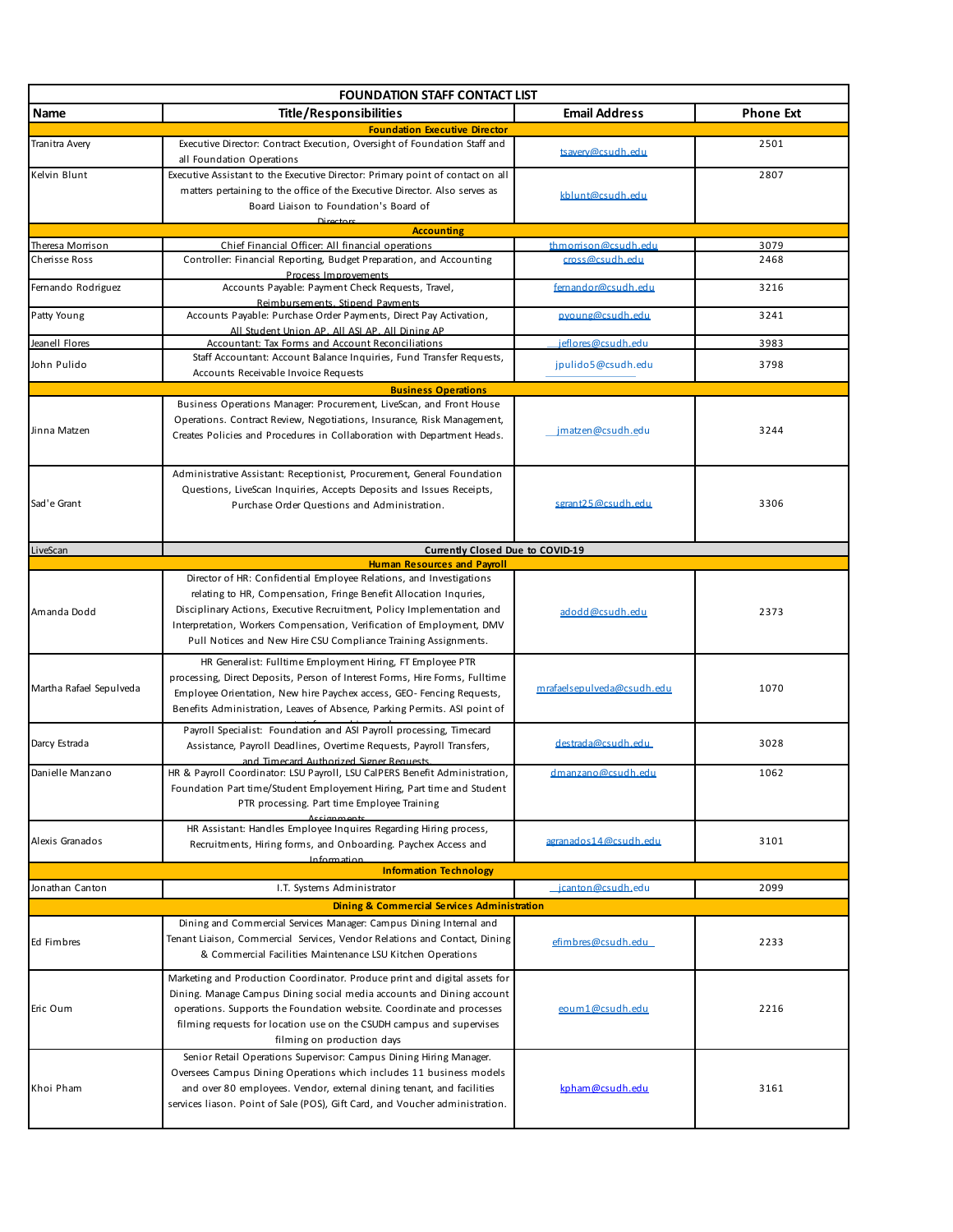| FOUNDATION STAFF CONTACT LIST | | | |
|---|---|---|---|
| **Name** | **Title/Responsibilities** | **Email Address** | **Phone Ext** |
| **Foundation Executive Director** | | | |
| Tranitra Avery | Executive Director: Contract Execution, Oversight of Foundation Staff and all Foundation Operations | tsavery@csudh.edu | 2501 |
| Kelvin Blunt | Executive Assistant to the Executive Director: Primary point of contact on all matters pertaining to the office of the Executive Director. Also serves as Board Liaison to Foundation's Board of Directors | kblunt@csudh.edu | 2807 |
| **Accounting** | | | |
| Theresa Morrison | Chief Financial Officer: All financial operations | thmorrison@csudh.edu | 3079 |
| Cherisse Ross | Controller: Financial Reporting, Budget Preparation, and Accounting Process Improvements | cross@csudh.edu | 2468 |
| Fernando Rodriguez | Accounts Payable: Payment Check Requests, Travel, Reimbursements, Stipend Payments | fernandor@csudh.edu | 3216 |
| Patty Young | Accounts Payable: Purchase Order Payments, Direct Pay Activation, All Student Union AP, All ASI AP, All Dining AP | pyoung@csudh.edu | 3241 |
| Jeanell Flores | Accountant: Tax Forms and Account Reconciliations | jeflores@csudh.edu | 3983 |
| John Pulido | Staff Accountant: Account Balance Inquiries, Fund Transfer Requests, Accounts Receivable Invoice Requests | jpulido5@csudh.edu | 3798 |
| **Business Operations** | | | |
| Jinna Matzen | Business Operations Manager: Procurement, LiveScan, and Front House Operations. Contract Review, Negotiations, Insurance, Risk Management, Creates Policies and Procedures in Collaboration with Department Heads. | jmatzen@csudh.edu | 3244 |
| Sad'e Grant | Administrative Assistant: Receptionist, Procurement, General Foundation Questions, LiveScan Inquiries, Accepts Deposits and Issues Receipts, Purchase Order Questions and Administration. | sgrant25@csudh.edu | 3306 |
| LiveScan | **Currently Closed Due to COVID-19** | | |
| **Human Resources and Payroll** | | | |
| Amanda Dodd | Director of HR: Confidential Employee Relations, and Investigations relating to HR, Compensation, Fringe Benefit Allocation Inquries, Disciplinary Actions, Executive Recruitment, Policy Implementation and Interpretation, Workers Compensation, Verification of Employment, DMV Pull Notices and New Hire CSU Compliance Training Assignments. | adodd@csudh.edu | 2373 |
| Martha Rafael Sepulveda | HR Generalist: Fulltime Employment Hiring, FT Employee PTR processing, Direct Deposits, Person of Interest Forms, Hire Forms, Fulltime Employee Orientation, New hire Paychex access, GEO- Fencing Requests, Benefits Administration, Leaves of Absence, Parking Permits. ASI point of contact for payroll issues and... | mrafaelsepulveda@csudh.edu | 1070 |
| Darcy Estrada | Payroll Specialist: Foundation and ASI Payroll processing, Timecard Assistance, Payroll Deadlines, Overtime Requests, Payroll Transfers, and Timecard Authorized Signer Requests | destrada@csudh.edu | 3028 |
| Danielle Manzano | HR & Payroll Coordinator: LSU Payroll, LSU CalPERS Benefit Administration, Foundation Part time/Student Employement Hiring, Part time and Student PTR processing. Part time Employee Training Assignments | dmanzano@csudh.edu | 1062 |
| Alexis Granados | HR Assistant: Handles Employee Inquires Regarding Hiring process, Recruitments, Hiring forms, and Onboarding. Paychex Access and Information | agranados14@csudh.edu | 3101 |
| **Information Technology** | | | |
| Jonathan Canton | I.T. Systems Administrator | jcanton@csudh.edu | 2099 |
| **Dining & Commercial Services Administration** | | | |
| Ed Fimbres | Dining and Commercial Services Manager: Campus Dining Internal and Tenant Liaison, Commercial Services, Vendor Relations and Contact, Dining & Commercial Facilities Maintenance LSU Kitchen Operations | efimbres@csudh.edu | 2233 |
| Eric Oum | Marketing and Production Coordinator. Produce print and digital assets for Dining. Manage Campus Dining social media accounts and Dining account operations. Supports the Foundation website. Coordinate and processes filming requests for location use on the CSUDH campus and supervises filming on production days | eoum1@csudh.edu | 2216 |
| Khoi Pham | Senior Retail Operations Supervisor: Campus Dining Hiring Manager. Oversees Campus Dining Operations which includes 11 business models and over 80 employees. Vendor, external dining tenant, and facilities services liason. Point of Sale (POS), Gift Card, and Voucher administration. | kpham@csudh.edu | 3161 |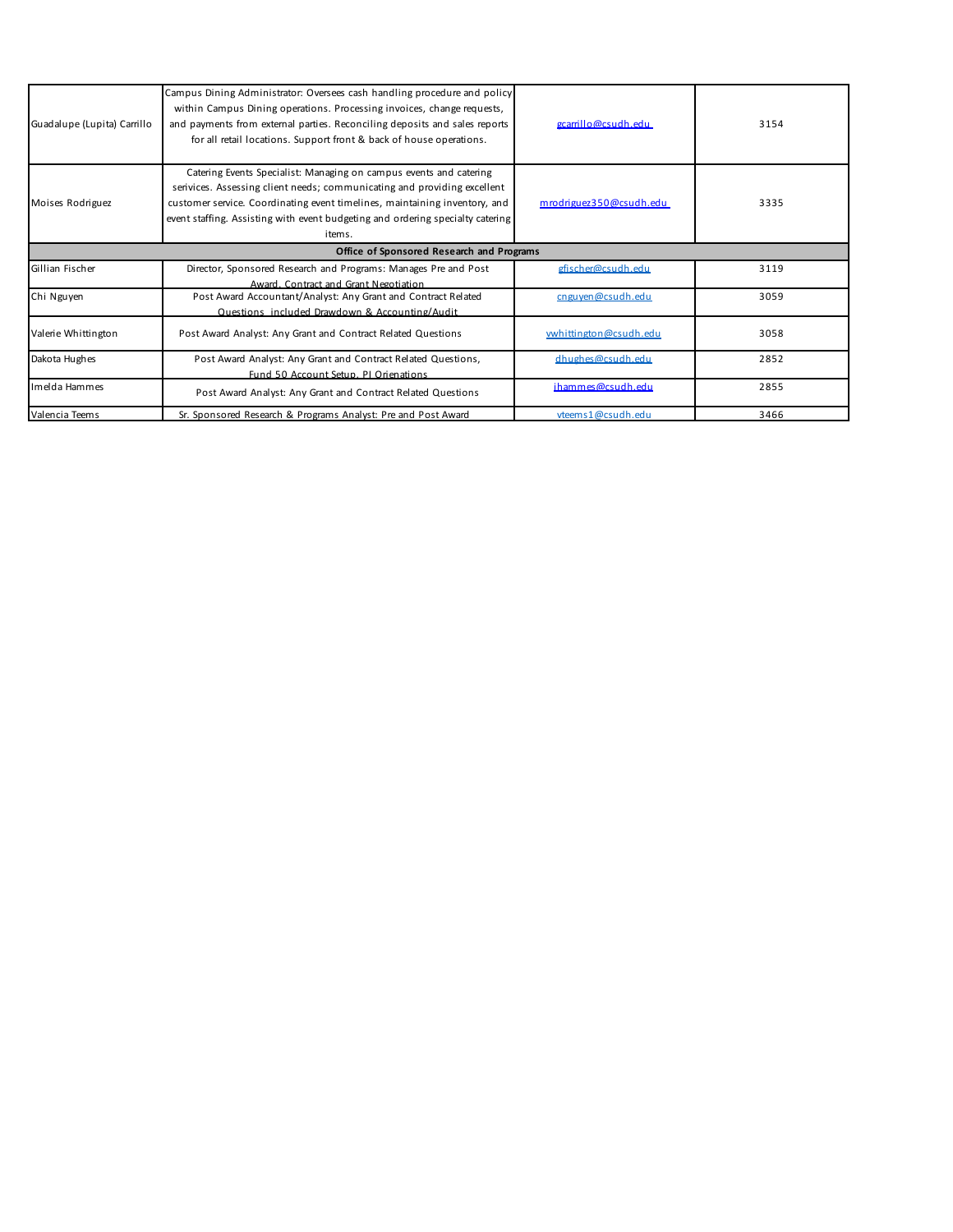| | | | |
|---|---|---|---|
| Guadalupe (Lupita) Carrillo | Campus Dining Administrator: Oversees cash handling procedure and policy within Campus Dining operations. Processing invoices, change requests, and payments from external parties. Reconciling deposits and sales reports for all retail locations. Support front & back of house operations. | gcarrillo@csudh.edu | 3154 |
| Moises Rodriguez | Catering Events Specialist: Managing on campus events and catering serivices. Assessing client needs; communicating and providing excellent customer service. Coordinating event timelines, maintaining inventory, and event staffing. Assisting with event budgeting and ordering specialty catering items. | mrodriguez350@csudh.edu | 3335 |
| **Office of Sponsored Research and Programs** | | | |
| Gillian Fischer | Director, Sponsored Research and Programs: Manages Pre and Post Award, Contract and Grant Negotiation | gfischer@csudh.edu | 3119 |
| Chi Nguyen | Post Award Accountant/Analyst: Any Grant and Contract Related Questions included Drawdown & Accounting/Audit | cnguyen@csudh.edu | 3059 |
| Valerie Whittington | Post Award Analyst: Any Grant and Contract Related Questions | vwhittington@csudh.edu | 3058 |
| Dakota Hughes | Post Award Analyst: Any Grant and Contract Related Questions, Fund 50 Account Setup, PI Orienations | dhughes@csudh.edu | 2852 |
| Imelda Hammes | Post Award Analyst: Any Grant and Contract Related Questions | ihammes@csudh.edu | 2855 |
| Valencia Teems | Sr. Sponsored Research & Programs Analyst: Pre and Post Award | vteems1@csudh.edu | 3466 |